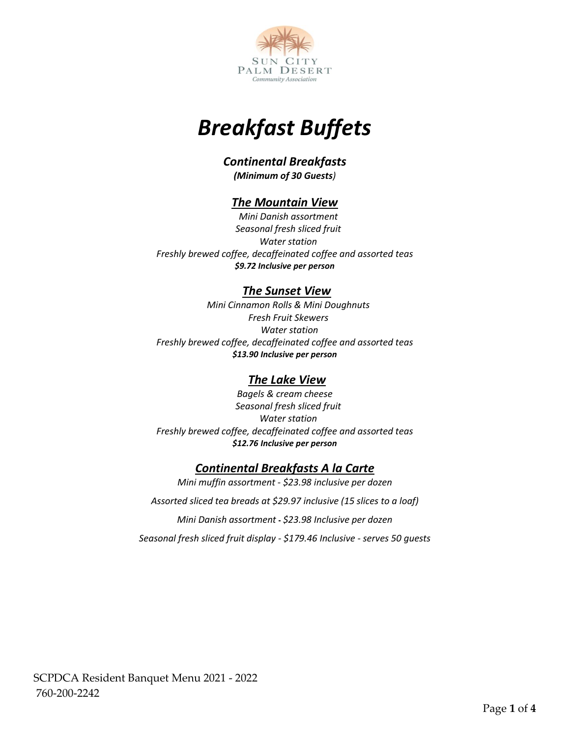SUN CITY PALM DESERT
*Community Association*

# *Breakfast Buffets*

### *Continental Breakfasts*

***(Minimum of 30 Guests)***

### ***The Mountain View***

*Mini Danish assortment*
*Seasonal fresh sliced fruit*
*Water station*
*Freshly brewed coffee, decaffeinated coffee and assorted teas*
***$9.72 Inclusive per person***

### ***The Sunset View***

*Mini Cinnamon Rolls & Mini Doughnuts*
*Fresh Fruit Skewers*
*Water station*
*Freshly brewed coffee, decaffeinated coffee and assorted teas*
***$13.90 Inclusive per person***

### ***The Lake View***

*Bagels & cream cheese*
*Seasonal fresh sliced fruit*
*Water station*
*Freshly brewed coffee, decaffeinated coffee and assorted teas*
***$12.76 Inclusive per person***

### ***Continental Breakfasts A la Carte***

*Mini muffin assortment - $23.98 inclusive per dozen*

*Assorted sliced tea breads at $29.97 inclusive (15 slices to a loaf)*

*Mini Danish assortment - $23.98 Inclusive per dozen*

*Seasonal fresh sliced fruit display - $179.46 Inclusive - serves 50 guests*

SCPDCA Resident Banquet Menu 2021 - 2022
760-200-2242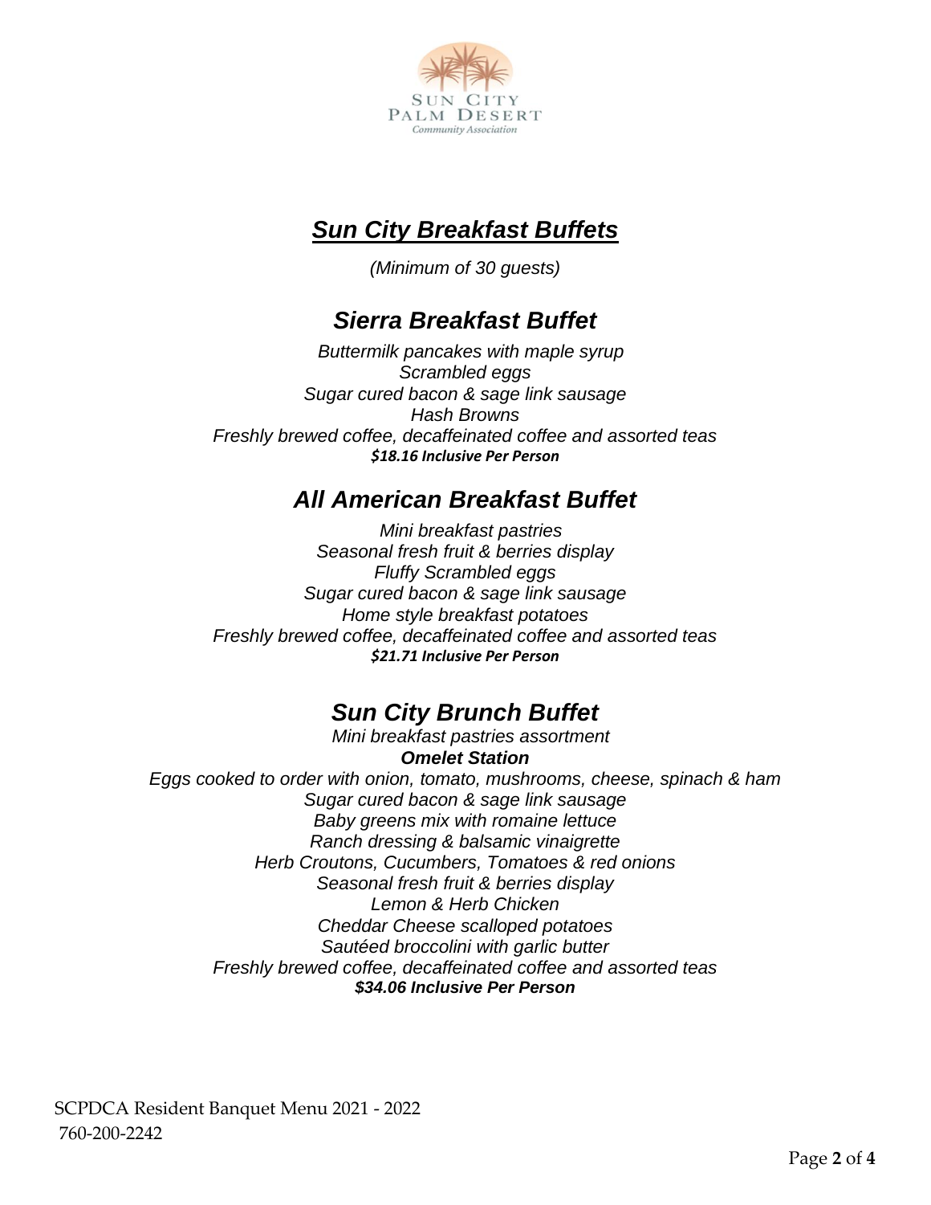# ***Sun City Breakfast Buffets***

*(Minimum of 30 guests)*

## *Sierra Breakfast Buffet*

*Buttermilk pancakes with maple syrup*
*Scrambled eggs*
*Sugar cured bacon & sage link sausage*
*Hash Browns*
*Freshly brewed coffee, decaffeinated coffee and assorted teas*
***$18.16 Inclusive Per Person***

## *All American Breakfast Buffet*

*Mini breakfast pastries*
*Seasonal fresh fruit & berries display*
*Fluffy Scrambled eggs*
*Sugar cured bacon & sage link sausage*
*Home style breakfast potatoes*
*Freshly brewed coffee, decaffeinated coffee and assorted teas*
***$21.71 Inclusive Per Person***

## *Sun City Brunch Buffet*

*Mini breakfast pastries assortment*
***Omelet Station***
*Eggs cooked to order with onion, tomato, mushrooms, cheese, spinach & ham*
*Sugar cured bacon & sage link sausage*
*Baby greens mix with romaine lettuce*
*Ranch dressing & balsamic vinaigrette*
*Herb Croutons, Cucumbers, Tomatoes & red onions*
*Seasonal fresh fruit & berries display*
*Lemon & Herb Chicken*
*Cheddar Cheese scalloped potatoes*
*Sautéed broccolini with garlic butter*
*Freshly brewed coffee, decaffeinated coffee and assorted teas*
***$34.06 Inclusive Per Person***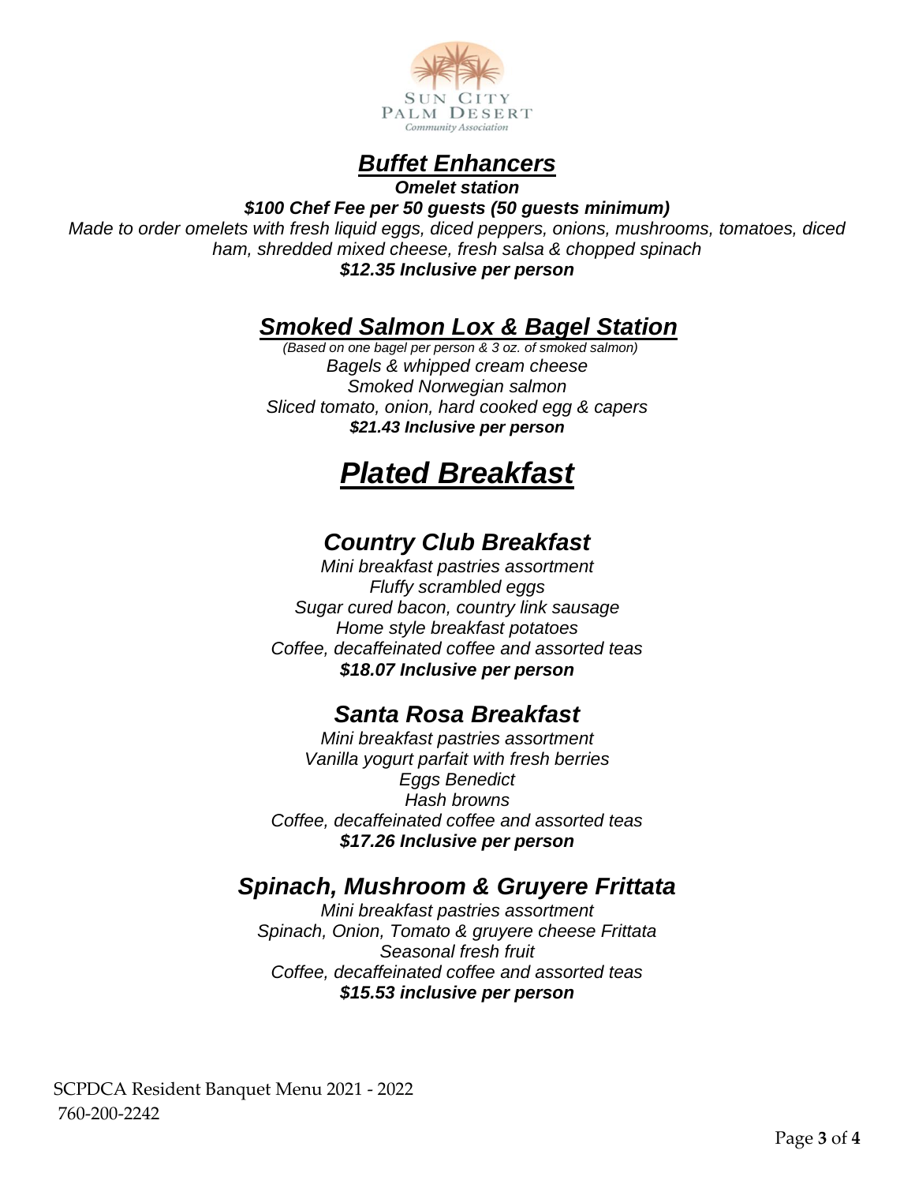Sun City Palm Desert Community Association

## *Buffet Enhancers*

***Omelet station***

***$100 Chef Fee per 50 guests (50 guests minimum)***

*Made to order omelets with fresh liquid eggs, diced peppers, onions, mushrooms, tomatoes, diced ham, shredded mixed cheese, fresh salsa & chopped spinach*

***$12.35 Inclusive per person***

## *Smoked Salmon Lox & Bagel Station*

*(Based on one bagel per person & 3 oz. of smoked salmon)*

*Bagels & whipped cream cheese*
*Smoked Norwegian salmon*
*Sliced tomato, onion, hard cooked egg & capers*

***$21.43 Inclusive per person***

# *Plated Breakfast*

## *Country Club Breakfast*

*Mini breakfast pastries assortment*
*Fluffy scrambled eggs*
*Sugar cured bacon, country link sausage*
*Home style breakfast potatoes*
*Coffee, decaffeinated coffee and assorted teas*

***$18.07 Inclusive per person***

## *Santa Rosa Breakfast*

*Mini breakfast pastries assortment*
*Vanilla yogurt parfait with fresh berries*
*Eggs Benedict*
*Hash browns*
*Coffee, decaffeinated coffee and assorted teas*

***$17.26 Inclusive per person***

## *Spinach, Mushroom & Gruyere Frittata*

*Mini breakfast pastries assortment*
*Spinach, Onion, Tomato & gruyere cheese Frittata*
*Seasonal fresh fruit*
*Coffee, decaffeinated coffee and assorted teas*

***$15.53 inclusive per person***

SCPDCA Resident Banquet Menu 2021 - 2022
760-200-2242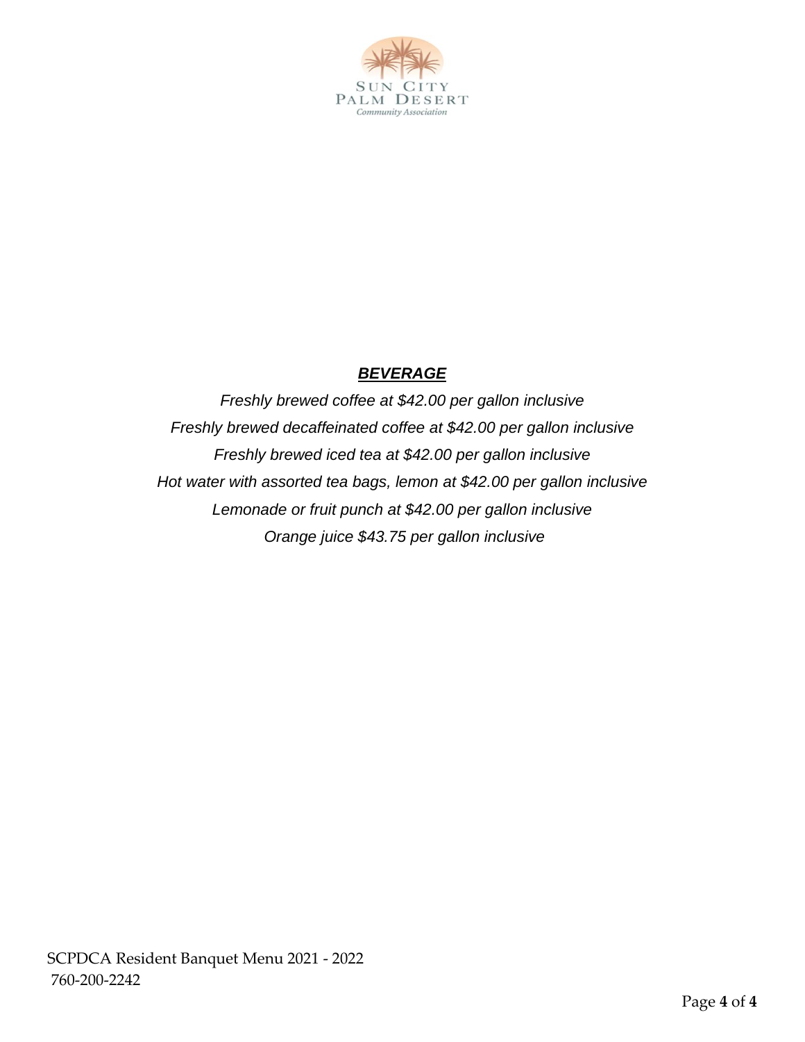## ***BEVERAGE***

*Freshly brewed coffee at $42.00 per gallon inclusive*

*Freshly brewed decaffeinated coffee at $42.00 per gallon inclusive*

*Freshly brewed iced tea at $42.00 per gallon inclusive*

*Hot water with assorted tea bags, lemon at $42.00 per gallon inclusive*

*Lemonade or fruit punch at $42.00 per gallon inclusive*

*Orange juice $43.75 per gallon inclusive*